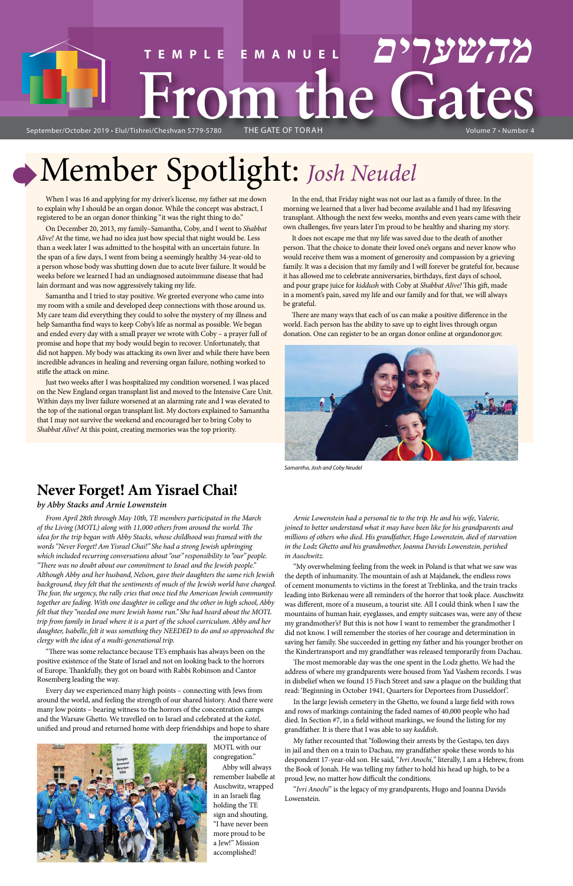# TEMPLE EMANUEL From the Gates

מהשערים

September/October 2019 • Elul/Tishrei/Cheshvan 5779-5780 THE GATE OF TORAH Volume 7 • Number 4

## Member Spotlight: *Josh Neudel*

When I was 16 and applying for my driver's license, my father sat me down to explain why I should be an organ donor. While the concept was abstract, I registered to be an organ donor thinking "it was the right thing to do."

On December 20, 2013, my family–Samantha, Coby, and I went to *Shabbat Alive!* At the time, we had no idea just how special that night would be. Less than a week later I was admitted to the hospital with an uncertain future. In the span of a few days, I went from being a seemingly healthy 34-year-old to a person whose body was shutting down due to acute liver failure. It would be weeks before we learned I had an undiagnosed autoimmune disease that had lain dormant and was now aggressively taking my life.

Samantha and I tried to stay positive. We greeted everyone who came into my room with a smile and developed deep connections with those around us. My care team did everything they could to solve the mystery of my illness and help Samantha find ways to keep Coby's life as normal as possible. We began and ended every day with a small prayer we wrote with Coby – a prayer full of promise and hope that my body would begin to recover. Unfortunately, that did not happen. My body was attacking its own liver and while there have been incredible advances in healing and reversing organ failure, nothing worked to stifle the attack on mine.

Just two weeks after I was hospitalized my condition worsened. I was placed on the New England organ transplant list and moved to the Intensive Care Unit. Within days my liver failure worsened at an alarming rate and I was elevated to the top of the national organ transplant list. My doctors explained to Samantha that I may not survive the weekend and encouraged her to bring Coby to *Shabbat Alive!* At this point, creating memories was the top priority.

In the end, that Friday night was not our last as a family of three. In the morning we learned that a liver had become available and I had my lifesaving transplant. Although the next few weeks, months and even years came with their own challenges, five years later I'm proud to be healthy and sharing my story.

It does not escape me that my life was saved due to the death of another person. That the choice to donate their loved one's organs and never know who would receive them was a moment of generosity and compassion by a grieving family. It was a decision that my family and I will forever be grateful for, because it has allowed me to celebrate anniversaries, birthdays, first days of school, and pour grape juice for *kiddush* with Coby at *Shabbat Alive!* This gift, made in a moment's pain, saved my life and our family and for that, we will always be grateful.

There are many ways that each of us can make a positive difference in the world. Each person has the ability to save up to eight lives through organ donation. One can register to be an organ donor online at organdonor.gov.

*Samantha, Josh and Coby Neudel*

## Never Forget! Am Yisrael Chai!

*by Abby Stacks and Arnie Lowenstein*

*From April 28th through May 10th, TE members participated in the March of the Living (MOTL) along with 11,000 others from around the world. The idea for the trip began with Abby Stacks, whose childhood was framed with the words "Never Forget! Am Yisrael Chai!" She had a strong Jewish upbringing which included recurring conversations about "our" responsibility to "our" people. "There was no doubt about our commitment to Israel and the Jewish people." Although Abby and her husband, Nelson, gave their daughters the same rich Jewish background, they felt that the sentiments of much of the Jewish world have changed. The fear, the urgency, the rally cries that once tied the American Jewish community together are fading. With one daughter in college and the other in high school, Abby felt that they "needed one more Jewish home run." She had heard about the MOTL trip from family in Israel where it is a part of the school curriculum. Abby and her daughter, Isabelle, felt it was something they NEEDED to do and so approached the clergy with the idea of a multi-generational trip.*

"There was some reluctance because TE's emphasis has always been on the positive existence of the State of Israel and not on looking back to the horrors of Europe. Thankfully, they got on board with Rabbi Robinson and Cantor Rosemberg leading the way.

Every day we experienced many high points – connecting with Jews from around the world, and feeling the strength of our shared history. And there were many low points – bearing witness to the horrors of the concentration camps and the Warsaw Ghetto. We travelled on to Israel and celebrated at the *kotel*, unified and proud and returned home with deep friendships and hope to share the importance of MOTL with our congregation."

Abby will always remember Isabelle at Auschwitz, wrapped in an Israeli flag holding the TE sign and shouting, "I have never been more proud to be a Jew!" Mission accomplished!

*Arnie Lowenstein had a personal tie to the trip. He and his wife, Valerie, joined to better understand what it may have been like for his grandparents and millions of others who died. His grandfather, Hugo Lowenstein, died of starvation in the Lodz Ghetto and his grandmother, Joanna Davids Lowenstein, perished in Auschwitz.*

"My overwhelming feeling from the week in Poland is that what we saw was the depth of inhumanity. The mountain of ash at Majdanek, the endless rows of cement monuments to victims in the forest at Treblinka, and the train tracks leading into Birkenau were all reminders of the horror that took place. Auschwitz was different, more of a museum, a tourist site. All I could think when I saw the mountains of human hair, eyeglasses, and empty suitcases was, were any of these my grandmother's? But this is not how I want to remember the grandmother I did not know. I will remember the stories of her courage and determination in saving her family. She succeeded in getting my father and his younger brother on the Kindertransport and my grandfather was released temporarily from Dachau.

The most memorable day was the one spent in the Lodz ghetto. We had the address of where my grandparents were housed from Yad Vashem records. I was in disbelief when we found 15 Fisch Street and saw a plaque on the building that read: 'Beginning in October 1941, Quarters for Deportees from Dusseldorf'.

In the large Jewish cemetery in the Ghetto, we found a large field with rows and rows of markings containing the faded names of 40,000 people who had died. In Section #7, in a field without markings, we found the listing for my grandfather. It is there that I was able to say *kaddish*.

My father recounted that "following their arrests by the Gestapo, ten days in jail and then on a train to Dachau, my grandfather spoke these words to his despondent 17-year-old son. He said, "*Ivri Anochi*," literally, I am a Hebrew, from the Book of Jonah. He was telling my father to hold his head up high, to be a proud Jew, no matter how difficult the conditions.

"*Ivri Anochi*" is the legacy of my grandparents, Hugo and Joanna Davids Lowenstein.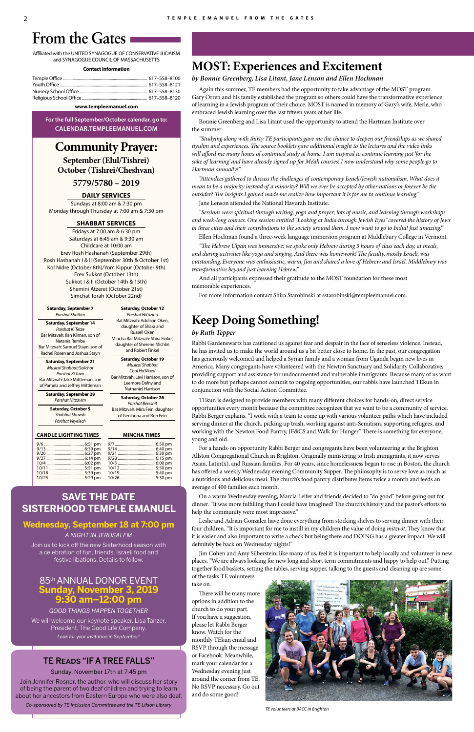# From the Gates

Affiliated with the UNITED SYNAGOGUE OF CONSERVATIVE JUDAISM and SYNAGOGUE COUNCIL OF MASSACHUSETTS

**Contact Information**

| | |
|---|---|
| Temple Office | 617–558–8100 |
| Youth Office | 617–558–8121 |
| Nursery School Office | 617–558–8130 |
| Religious School Office | 617–558–8120 |

**www.templeemanuel.com**

**For the full September/October calendar, go to: CALENDAR.TEMPLEEMANUEL.COM**

## Community Prayer:

### September (Elul/Tishrei) October (Tishrei/Cheshvan)

### 5779/5780 – 2019

**DAILY SERVICES**

Sundays at 8:00 am & 7:30 pm
Monday through Thursday at 7:00 am & 7:30 pm

**SHABBAT SERVICES**

Fridays at 7:00 am & 6:30 pm
Saturdays at 6:45 am & 9:30 am
Childcare at 10:00 am
Erev Rosh Hashanah (September 29th)
Rosh Hashanah I & II (September 30th & October 1st)
Kol Nidre (October 8th)/Yom Kippur (October 9th)
Erev Sukkot (October 13th)
Sukkot I & II (October 14th & 15th)
Shemini Atzeret (October 21st)
Simchat Torah (October 22nd)

**Saturday, September 7**
*Parshat Shoftim*

**Saturday, September 14**
*Parshat Ki Tetze*
Bar Mitzvah: Ilan Kliman, son of Natania Remba
Bar Mitzvah: Samuel Stayn, son of Rachel Rosen and Joshua Stayn

**Saturday, September 21**
*Musical Shabbat/Selichot*
*Parshat Ki Tavo*
Bar Mitzvah: Jake Mittleman, son of Pamela and Jeffrey Mittleman

**Saturday, September 28**
*Parshat Nitzavim*

**Saturday, October 5**
*Shabbat Shuvah*
*Parshat Veyelech*

**Saturday, October 12**
*Parshat Ha'azinu*
Bat Mitzvah: Addison Oken, daughter of Shara and Russell Oken
Mincha Bat Mitzvah: Shira Finkel, daughter of Sherene Michlin and Robert Finkel

**Saturday, October 19**
*Musical Shabbat*
*Chol Ha'Moed*
Bar Mitzvah: Levi Harrison, son of Leemore Dafny and Nathaniel Harrison

**Saturday, October 26**
*Parshat Bereshit*
Bat Mitzvah: Mira Fein, daughter of Gershona and Ron Fein

| CANDLE LIGHTING TIMES | | MINCHA TIMES | |
|---|---|---|---|
| 9/6 | 6:51 pm | 9/7 | 6:50 pm |
| 9/13 | 6:39 pm | 9/14 | 6:40 pm |
| 9/20 | 6:27 pm | 9/21 | 6:30 pm |
| 9/27 | 6:14 pm | 9/28 | 6:15 pm |
| 10/4 | 6:02 pm | 10/5 | 6:00 pm |
| 10/11 | 5:51 pm | 10/12 | 5:50 pm |
| 10/18 | 5:39 pm | 10/19 | 5:40 pm |
| 10/25 | 5:29 pm | 10/26 | 5:30 pm |

## SAVE THE DATE SISTERHOOD TEMPLE EMANUEL

**Wednesday, September 18 at 7:00 pm**

*A NIGHT IN JERUSALEM*

Join us to kick off the new Sisterhood season with a celebration of fun, friends, Israeli food and festive libations. Details to follow.

85th ANNUAL DONOR EVENT
**Sunday, November 3, 2019**
**9:30 am–12:00 pm**

*GOOD THINGS HAPPEN TOGETHER*

We will welcome our keynote speaker, Lisa Tanzer, President, The Good Life Company.

*Look for your invitation in September!*

## TE Reads "If a Tree Falls"

Sunday, November 17th at 7:45 pm

Join Jennifer Rosner, the author, who will discuss her story of being the parent of two deaf children and trying to learn about her ancestors from Eastern Europe who were also deaf.

*Co-sponsored by TE Inclusion Committee and the TE Lifson Library*

# MOST: Experiences and Excitement

*by Bonnie Greenberg, Lisa Litant, Jane Lenson and Ellen Hochman*

Again this summer, TE members had the opportunity to take advantage of the MOST program. Gary Orren and his family established the program so others could have the transformative experience of learning in a Jewish program of their choice. MOST is named in memory of Gary's wife, Merle, who embraced Jewish learning over the last fifteen years of her life.

Bonnie Greenberg and Lisa Litant used the opportunity to attend the Hartman Institute over the summer:

*"Studying along with thirty TE participants gave me the chance to deepen our friendships as we shared tiyulim and experiences. The source booklets gave additional insight to the lectures and the video links will afford me many hours of continued study at home. I am inspired to continue learning just 'for the sake of learning' and have already signed up for Me'ah courses! I now understand why some people go to Hartman annually!"*

*"Attendees gathered to discuss the challenges of contemporary Israeli/Jewish nationalism. What does it mean to be a majority instead of a minority? Will we ever be accepted by other nations or forever be the outsider? The insights I gained made me realize how important it is for me to continue learning."*

Jane Lenson attended the National Havurah Institute.

*"Sessions were spiritual through writing, yoga and prayer; lots of music, and learning through workshops and week-long courses. One session entitled "Looking at India through Jewish Eyes" covered the history of Jews in three cities and their contributions to the society around them. I now want to go to India! Just amazing!"*

Ellen Hochman found a three-week language immersion program at Middlebury College in Vermont.

*"The Hebrew Ulpan was immersive; we spoke only Hebrew during 5 hours of class each day, at meals, and during activities like yoga and singing. And there was homework! The faculty, mostly Israeli, was outstanding. Everyone was enthusiastic, warm, fun and shared a love of Hebrew and Israel. Middlebury was transformative beyond just learning Hebrew."*

And all participants expressed their gratitude to the MOST foundation for these most memorable experiences.

For more information contact Shira Starobinski at sstarobinski@templeemanuel.com.

# Keep Doing Something!

*by Ruth Tepper*

Rabbi Gardenswartz has cautioned us against fear and despair in the face of senseless violence. Instead, he has invited us to make the world around us a bit better close to home. In the past, our congregation has generously welcomed and helped a Syrian family and a woman from Uganda begin new lives in America. Many congregants have volunteered with the Newton Sanctuary and Solidarity Collaborative, providing support and assistance for undocumented and vulnerable immigrants. Because many of us want to do more but perhaps cannot commit to ongoing opportunities, our rabbis have launched TEkun in conjunction with the Social Action Committee.

TEkun is designed to provide members with many different choices for hands-on, direct service opportunities every month because the committee recognizes that we want to be a community of service. Rabbi Berger explains, "I work with a team to come up with various volunteer paths which have included serving dinner at the church, picking up trash, working against anti-Semitism, supporting refugees, and working with the Newton Food Pantry, JF&CS and Walk for Hunger." There is something for everyone, young and old.

For a hands-on opportunity Rabbi Berger and congregants have been volunteering at the Brighton Allston Congregational Church in Brighton. Originally ministering to Irish immigrants, it now serves Asian, Latin(x), and Russian families. For 40 years, since homelessness began to rise in Boston, the church has offered a weekly Wednesday evening Community Supper. The philosophy is to serve love as much as a nutritious and delicious meal. The church's food pantry distributes items twice a month and feeds an average of 400 families each month.

On a warm Wednesday evening, Marcia Leifer and friends decided to "do good" before going out for dinner. "It was more fulfilling than I could have imagined! The church's history and the pastor's efforts to help the community were most impressive."

Leslie and Adrian Gonzalez have done everything from stocking shelves to serving dinner with their four children. "It is important for me to instill in my children the value of doing *mitzvot*. They know that it is easier and also important to write a check but being there and DOING has a greater impact. We will definitely be back on Wednesday nights!"

Jim Cohen and Amy Silberstein, like many of us, feel it is important to help locally and volunteer in new places. "We are always looking for new long and short term commitments and happy to help out." Putting together food baskets, setting the tables, serving supper, talking to the guests and cleaning up are some of the tasks TE volunteers take on.

There will be many more options in addition to the church to do your part. If you have a suggestion, please let Rabbi Berger know. Watch for the monthly TEkun email and RSVP through the message or Facebook. Meanwhile, mark your calendar for a Wednesday evening just around the corner from TE. No RSVP necessary. Go out and do some good!

*TE volunteers at BACC in Brighton*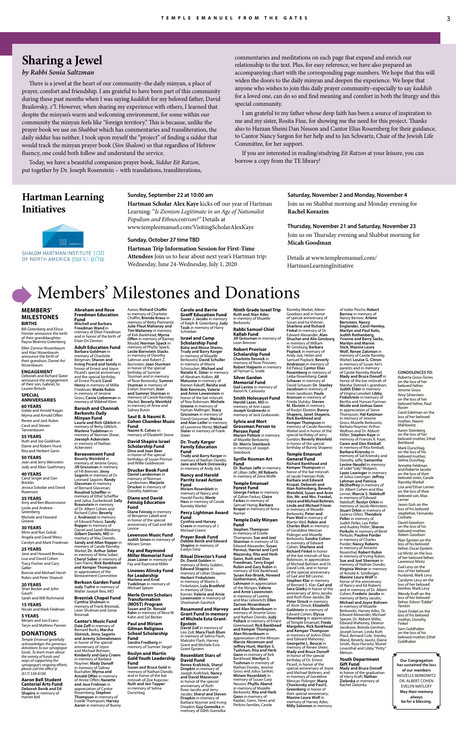# Sharing a Jewel

*by Rabbi Sonia Saltzman*

There is a jewel at the heart of our community–the daily minyan, a place of prayer, comfort and friendship. I am grateful to have been part of this community during these past months when I was saying *kaddish* for my beloved father, David Brailovsky, *z"l*. However, when sharing my experience with others, I learned that despite the minyan's warm and welcoming environment, for some within our community the minyan feels like "foreign territory." This is because, unlike the prayer book we use on *Shabbat* which has commentaries and transliteration, the daily siddur has neither. I took upon myself the "project" of finding a siddur that would track the minyan prayer book (*Sim Shalom*) so that regardless of Hebrew fluency, one could both follow and understand the service.

Today, we have a beautiful companion prayer book, *Siddur Eit Ratzon*, put together by Dr. Joseph Rosenstein – with translations, transliterations, commentaries and meditations on each page that expand and enrich our relationship to the text. Plus, for easy reference, we have also prepared an accompanying chart with the corresponding page numbers. We hope that this will widen the doors to the daily minyan and deepen the experience. We hope that anyone who wishes to join this daily prayer community–especially to say *kaddish* for a loved one, can do so and find meaning and comfort in both the liturgy and this special community.

I am grateful to my father whose deep faith has been a source of inspiration to me and my sister, Rosita Fine, for showing me the need for this project. Thanks also to Hazzan Sheini Dan Nesson and Cantor Elias Rosemberg for their guidance, to Cantor Nancy Sargon for her help and to Jan Schwartz, Chair of the Jewish Life Committee, for her support.

If you are interested in reading/studying *Eit Ratzon* at your leisure, you can borrow a copy from the TE library!

# Hartman Learning Initiatives

SHALOM HARTMAN INSTITUTE OF NORTH AMERICA מכון שלום הרטמן

**Sunday, September 22 at 10:00 am**

**Hartman Scholar Alex Kaye** kicks off our year of Hartman Learning: "*Is Zionism Legitimate in an Age of Nationalist Populism and Ethnocentrism?*" Details at www.templeemanuel.com/VisitingScholarAlexKaye

**Sunday, October 27 time TBD**

**Hartman Trip Information Session for First-Time Attendees** Join us to hear about next year's Hartman trip: Wednesday, June 24-Wednesday, July 1, 2020

**Saturday, November 2 and Monday, November 4**

Join us on Shabbat morning and Monday evening for **Rachel Korazim**

**Thursday, November 21 and Saturday, November 23**

Join us on Thursday evening and Shabbat morning for **Micah Goodman**

Details at www.templeemanuel.com/HartmanLearningInitiative

# Members' Milestones and Donations

## MEMBERS' MILESTONES

### BIRTHS

Bill Greenberg and Ellissa Fenster announce the birth of their granddaughter, Rayna Beatrice Greenberg

Ellen Zarrow-Nissenbaum and Alan Nissenbaum announce the birth of their grandson, Daniel Avi Nissenbaum

### ENGAGEMENT

Deborah and Richard Slater announce the engagement of their son, Gabriel, to Lauren Britsch

### SPECIAL ANNIVERSARIES

**60 YEARS**
Golda and Arnold Kagan
Myrna and Arnold Offen
Renee and Jack Rubin
Carol and Steven Tannenbaum

**55 YEARS**
Ruth and Joe Goldman
Elaine and Robert Hurst
Rita and Herbert Gann

**50 YEARS**
Joan and Jerry Weinstein
Judy and Allan Szathmary

**40 YEARS**
Carol Singer and Dan Bricklin
Jessica Solodar and David Rozenson

**35 YEARS**
Amy and Ben Bloomstone
Leslie and Andrew Greenberg
Michele and Howard Greene

**30 YEARS**
Mimi and Ron Golub
Angela and David Weiss
Carolyn and Mark Friedman

**25 YEARS**
Jane and Howard Breslau
Lisa and David Cohen
Tracy Fischer and Cary Geller
Bonnie and Michael Hersh
Robin and Peter Shaevel

**20 YEARS**
Shari Becker and John Gauch
Sarah and Will Richmond

**15 YEARS**
Nicole and Mark Feldman

**5 YEARS**
Miriam and Jon Evans
Taryn and Mathew Paisner

## DONATIONS

*Temple Emanuel gratefully acknowledges the generous donations to our synagogue funds. To learn more about the variety of funds and ways of supporting the synagogue's ongoing efforts, please call the office @ (617) 558-8100.*

**Aaron Bell Student Cantorial Arts Fund**
**Deborah Benik and Ed Shapiro** in memory of Harriet Bell

**Abraham and Rose Freedman Education Fund**
**Mitchell and Barbara Freedman Wand** in memory of Elliott Freedman and in honor of the birth of Eitan Ori Denton

**Adult Education Fund**
**Barbara Goldman** in memory of Charlotte Bergman; **Sharon and Irving Picard and family** in honor of Ernest and Joyce Picard's special anniversary and the special birthday of Ernest Picard; **Carol Henry** in memory of Millie Friedman; **Maida Rubin** in memory of Jerome Gross; **Carrie Lieberman** in memory of Mildred Klein

**Barouh and Channah Berkovits Daily Minyan Fund**
**Laurie and Rich Gliklich** in memory of Betty Gliklich; **Marlene Yudelman** in memory of Norman Shear; **Joeseph Ackerstein** in memory of Nathan Ackerstein

**Bereavement Fund**
**Beverly Weinfeld** in memory of Jerome Gross; **Jill Grossman** in memory of Fifi Brenner; **Jinny Sagorin** in memory of Dr. Leonard Sagorin; **Randy Glassman** in memory of Bernard Glassman; **Rosalind Scheffler** in memory of Ethel Scheffler and Julius Zuckerbrod; **Sally Braunstein** in memory of Dr. Albert Cohen and Richard Cohn; **Beverly J. Andreozzi** in memory of Edward Palasz; **Sandy Ropper** in memory of Daniel and Sarah Weisberg; **Gilbert Daniels, MD** in memory of Mac Daniels; **Sandy and Allan Ropper** in memory of Carole Ravreby Warkel; **Dr. Arthur Sober** in memory of Yetta Sober; **Cheryl Sober** in memory of Sam Harris; **Rick Bankhead and Kemper Thompson** in appreciation of the Bereavement Committee

**Berkson Garden Fund**
**Judy Tsafrir** in memory of Walter Joseph Reis, MD

**Brezniak Chapel Fund**
**Cynthia Shulman** in memory of Frank Brezniak, Leon Shulman and Sonia Brezniak

**Cantor's Music Fund**
**Dale Zaff** in memory of Bernard Borks; **Marsha Slotnick, Jinny Sagorin and Jeremy Schmahmann** in honor of the special anniversary of Joyce and Michael Bohnen; **Kimberly and Gary Creem** in memory of Barbara Noymer; **Mady Donoff** in memory of Sidney Buchalter; **Myrna and Arnold Offen** in memory of Annie Offen; **Nanette and Jose Fridman** in appreciation of Cantor Rosemberg; **Stephen Thompson** in memory of Estelle Thompson; **Harvey Aaron** in memory of Bunny Aaron; **Richard Chaffin** in memory of Charlotte Chaffin; **Brenda Kraus** in memory of Betty Pomrantz; **Julie Plaut Mahoney and Tim Mahoney** in memory of Kirk Bankhead; **Myrna Offen** in memory of Barney Mould; **Norman Spack** in memory of Phyllis Spack; **Leslie Bornstein Stacks** in memory of Dorothy Saltman and Robert Z. Bornstein; **Joan Sturman** in honor of the special birthday of Sumner Sturman and in memory of Rose Borowsky; **Sumner Sturman** in memory of Evelyn Sturman; **Joan and Sumner Sturman** in memory of Carole Ravreby Warkel; **Beverly Weinfeld** in memory of Anne and Sidney Rubin

**Saul B. & Naomi R. Cohen Chamber Music Fund**
**Naomi R. Cohen** in memory of Elizabeth Stone

**David Shapiro Israel Scholarship Fund**
**Dino and Joan Beer** in honor of the special birthdays of Susan Permut and Willie Goldwasser

**Drucker Book Fund**
**Daniel Landesman** in memory of Norman Landesman; **Marjorie Drucker** in memory of Dorothy Adelman

**Diane and David Feinzig Education Fund**
**Diane Feinzig** in memory of Benjamin Labell and in honor of the special anniversary of Gail and Bill Levine

**Levenson Music Fund**
**Judith Simen** in memory of Miriam Simen

**Fay and Raymond Miller Memorial Fund**
**Joan Lainer** in memory of Fay and Raymond Miller

**Linowes Alinsky Fund for Leadership**
**Marlene and Errol Yudelman** in memory of Michael Speyer

**Merle Orren Scholars Transformation (MOST) Program**
**Susan and Dr. Ronald Kahn** in memory of Reva W. Kahn and Sol Becker

**Paul and Miriam Gilman Religious School Scholarship Fund**
**Sandra Fredberg** in memory of Sumner Siegel

**Roslyn and Martin Gold Youth Leadership Fund**
**Susan and Bruce Gold** in memory of Nathan Dondis and in honor of the bat mitzvah of Zoe Kopcow; **Ruth and Jon Tepper** in memory of Selma Durschlag

**Carole and Barrie Greiff Education Fund**
**Susan J. Jacobs** in memory of Ralph B. Greenberg; **Judy Taub** in memory of Harry Schreiber

**Israel and Camp Scholarship Fund**
**Batia and Moise Shems, Trudy and Barry Karger** in memory of Mozelle Berkowitz; **David Schuller** in memory of Morris Schmucker; **Michael and Natalie K. Slater** in memory of Abraham Kolbin; **Jill Matusow** in memory of Ramon Rakoff; **Reisha and Bob Kennison, Valerie and Arnie Lowenstein** in honor of the bat mitzvah of Noa Robinson; **Michele Greene** in memory of Hyman Mallinger; **Stacy Grossman** in memory of David Grossman; **Marcia and Alan Leifer** in memory of Lawrence Mintz; **Michael Slater** in memory of Frank Slater

**Dr. Trudy Karger Family Education Fund**
**Trudy and Barry Karger** in memory of Nathan Dondis; **Jane and Mark Ostrowsky** in memory of Andy Jick

**Nancy and Harold Parritz Israel Action Fund**
**Miriam Rosenblatt** in memory of Nancy and Harold Parritz; **Merle Hass** in memory of Carole Ravreby Warkel

**Percy Lightman Award Fund**
**Cynthia and Harvey Creem** in memory of J. Michael Creem

**Prayer Book Fund**
**Debbie Benik and Edward Shapiro** in memory of Evelyn Detz

**Ritual Director's Fund**
**Dr. David Golden** in memory of Betty Golden; **Edward Shapiro** in memory of Lillian Shapiro; **Herbert Finkelstein** in memory of Morris S. Finkelstein; **Lola Brodfeld** in memory of Dora Korner; **Valerie and Arnie Lowenstein** in memory of Shoshanah Garshick

**Rosamond and Harvey Grant Fund in memory of Michele Esta Grant-Epstein**
**David Zoll** in memory of Leo Zoll; **Mara Flash Blum** in memory of Selma Flash, Malcolm Flash, Harvey Grant and Michele Esta Grant-Epstein

**Rosenblatt Stars of David Fund**
**Renee Krafchick, Sheryl Dropkin** in memory of Joseph Krafchick; **Nancy and David Mazonson** in honor of the special anniversary of Ruth Rose-Jacobs and Jerry Jacobs; **Sheryl and Steven Dropkin** in memory of Barbara Noymer and Irving Dropkin; **Guy Gomolka** in memory of Edith Gomolka

**Ninth Grade Israel Trip**
**Ruth and Alan Ades** in memory of Mozelle Berkowitz

**Rabbi Samuel Chiel Kallah Fund**
**Jill Grossman** in memory of Leon Brenner

**Robert Provisor Scholarship Fund**
**Charlotte Resnick** in memory of Rose Provizer; **Robert Halperin** in memory of Hyman G. Snide

**Silver Garden Memorial Fund**
**Gail Levine** in memory of Aaron N. Caslowitz

**Smith Holocaust Fund**
**Harold Lazar, MD** in memory of Ann Lazar; **Joseph Grabowski** in memory of Jack Grabowski

**Sylvia and Mort Grossman Person to Person Fund**
**Marion Pollock** in memory of Mozelle Berkowitz; **Dr. Morris Steinbock** in memory of Joseph Steinbock

**Syrille Rosman Art Fund**
**Dr. Burton Jaffe** in memory of Lillian Jaffe; **Jill Roberts** in memory of Zena Wolfe

**Temple Emanuel Forest Fund**
**George Farkas** in memory of Zoltan Farkas; **Claire Farkas** in memory of Samuel Honig; **Barbara Krupat** in memory of Anna Riemer

**Temple Daily Minyan Fund**
**Stephen Thompson** in memory of Estelle Thompson; **Sue and Joel Sherman** in memory of Dr. Edward Alexander; **Susan Permut, Harriet and Cyril Mazansky, Rita and Herb Gann, Ruth and Don Freedman, Terry Engel Rubin and Gary Rubin** in memory of Kirk Bankhead; **Susan Axe-Bronk, Howard Guthermann, Allan Lehmann** in appreciation of the Minyan; **Valerie and Arnie Lowenstein** in memory of Loretta and Max Labovitch; **Ellen Zarrow-Nissenbaum and Alan Nissenbaum** in memory of Jerome Gross and Nathan Dondis; **Judy Pollack** in memory of Ernest Greenwood; **Rick Bankhead and Kemper Thompson, Alan Nissenbaum** in appreciation of the Minyan: **Marcie Abramson and Jeffrey Hunt, Marilyn S. Tushman, Rita and Herb Gann** in memory of Kirk Bankhead; **Marilyn S. Tushman** in memory of Nathan Dondis, Jerome Gross and Julius Sankin; **Miriam Rosenblatt** in memory of Susan Carp Nesson; **Phyllis Abend** in memory of Mozelle Berkowitz; **Rita and Herb Gann** in memory of Kaplan, Gann, Yanes and Perkins families, Carole Ravreby Warkel, Aileen Goodson and in honor of special anniversary of Susan and Ira Vishner; **Sharlene and Richard Finkel** in memory of Dr. Edward Alexander; **Alan Shuchat and Alix Ginsburg** in memory of William M. Ginsburg; **Barbara Poplack** in memory of Andy Jick, Helen and Samuel Poplack; **Beverly Andreozzi** in memory of Ed Palasz; **Cantor Elias Rosemberg** in memory of Leiba Rosemberg; **Carol Schauer** in memory of David Schauer; **Dr. Stanley Jacobson** in memory of Irwin Jacobson; **Paula Aronson** in memory of Frieda Slutsky; **Steven M. Ebstein** in memory of Roslyn Ebstein; **Bunny Shapero, Janet Shapero, Rick Bankhead and Kemper Thompson** in memory of Carole Ravreby Warkel and in honor of the special birthday of Jerry Gordon; **Beverly Weinfeld** in honor of the special birthday of Bunny Shapero

**Temple Emanuel General Fund**
**Richard Bankhead and Kemper Thompson** in honor the bar mitzvah of Jacob Freiman-Polli; **Barbara and Edward Krupat, Deborah and Alan Rottenberg, Beverly Weinfeld, Susan and Aron Ain, Mr. and Mrs. Frankel, Joyce and Michael Bohnen, Linda and Michael Frieze** in memory of Mozelle Berkowitz; **Peter and Pam Weil** in memory of Martin Weil; **Robin and Charles Blatt** in memory of Geraldine Merican Polinger and Mozelle Berkowitz; **Sandra Cohen** in memory of Edward Cohen; **Sharlene and Richard Finkel** in honor of the bat mitzvah of Noa Robinson, in appreciation of Michael Bohnen and Dr. David Link, and in honor of the special anniversary of Gail and Bill Levine; **Stephen Klar** in memory of Bernard S. Klar; **Carl and Sara Glatky** in honor of the anniversary of Jerry Jacobs and Ruth Rose-Jacobs; **Dr. Peter Strock** in memory of Alvin Strock; **Elizabeth Goldstein** in memory of Edward Cohen; **Elyssa Rosenberg** in appreciation of Temple Emanuel; **Freda Margolies, Rick Bankhead and Kemper Thompson** in memory of JoAnn Elliot and Edward Mahoney; **Georgette L. Boucai** in memory of Renee Sheer; **Mady and Bruce Donoff** in honor of the special birthday of Dr. Ernest Picard, in honor of the special anniversary of Joyce and Michael Bohnen, and in memory of Geraldine Merican Polinger; **Maria Choslovsky and Paul E. Greenberg** in honor of their special anniversary; **Maxine Laura Wolf** in memory of Harvey Ades; **Milly Solomon** in memory of Isidor Pinchs; **Robert Barrow** in memory of Nancy Barrow; **Arlene Bernstein, Nancy Englander, Carol Hemley, Marilyn and Paul Kalis, Judith Rothenberg, Yvonne and Barry Sacks, Marilyn and Marvin Stick, Maxine Laura Wolf, Renee Zalcman** in memory of Carole Ravreby Warkel; **Louise G. Citron** in memory of Susan Ain's parents and in memory of Carole Ravreby Warkel; **Mady and Bruce Donoff** in honor of the bar mitzvah of Marsha Slotnick's grandson; **Judith Elder** in memory of Virginia Lenobel; **Libby Finkelstein** in memory of Bertha and Hyman Forman; **Nicole and Joshua Gann** in appreciation of Steve Thompson; **Hal Katzman** in memory of Jerome Gross, Mozelle Berkowitz, Barbara Noymer, Arthur Wolfson and Dr. Abbott Miller; **Stephen Kaye** in memory of Frances R. Kaye; **Caren and Dan Kimball** in memory of Rita Kimball; **Barbara Kriensky** in memory of Sid Kriensky and Dorothy Jaffe; **Samantha Levine-Neudel** in memory of Udel "Udy" Wolpert; **Lazar Lowinger** in memory of Julius Lowinger; **Jeffrey Lehman and Patricia McSheffrey** in memory of Dr. Albert Cohen and Max Lerner; **Marcia S. Nalebuff** in memory of Edward Nalebuff; **Roslyn Orkin** in memory of Jacob Weinstein; **Stuart Orkin** in memory of Lazarus Orkin; **Theodore Peller** in memory of Judith Peller, Leo Peller and Audrey Peller; **Sharon Perkulis** in memory of Berel Perkulis; **Pauline Porder** in memory of Charles Porder; **Nancy Roberts** in memory of Annette Rosenthal; **Robert Rubin** in memory of Irving Rubin; **Sue and Joel Sherman** in memory of Nathan Dondis; **Virginia Weiner** in memory of Arnold A. Schillinger; **Maxine Laura Wolf** in honor of the anniversary of Nancy and Ed Roberts and in memory of Dr. Albert Cohen; **Frederic Jacobs** in memory of Betty Jacobs; **Michael and Joyce Bohnen** in memory of Mozelle Berkowitz, Harvey Ades, Dr. Edward Alexander, Michael Speyer, Dr. Abbott Miller, Edward Mahoney, Eleanor Jacobson, Brenda Gershon, Joseph Isman, Linda Ruth Plaut, Bernard Cole, Stanley Wand, Beverly Jawitz, Elaine Smith, Rose Hurwitz, Muriel Leventhal and Libby "Petty" Metson

**Youth Department Gift Fund**
**Mady and Bruce Donoff** in honor of the graduation of Harry Kraft; **Nathan Zielonka** in memory of Rachel Zielonka

**CONDOLENCES TO:**
Roberta Gross-Torres on the loss of her beloved father, Jerome Gross
Amy Silverstein on the loss of her beloved father, Paul Rosen
Carol Edelman on the loss of her beloved mother, Naomi Mahlowitz
Karen Steinberg on the loss of her beloved mother, Ethel Breitbord
Mark Durschlag on the loss of his beloved mother, Selma Durshlag
Annette Feldman and Roberta Jacobs on the loss of their beloved sister, Carole Ravreby Warkel
Lisa and Ethan Lerner on the loss of their beloved son, Max Lerner
Jason Gish on the loss of his beloved stepfather, Fernando Corbato
David Goodson on the loss of his beloved mother, Aileen Goodson
Alan Epstein on the loss of his beloved father, Oscar Epstein
Liz Mintz on the loss of her beloved father, Lawrence Mintz
Gail Levy on the loss of her beloved husband, Mark Levy
Carolyn Levy on the loss of her beloved brother, Mark Levy
Wendy Kraft on the loss of her beloved father, Edwin "Eddie" Yanckin
Grant Finkel on the loss of his beloved mother, Dorothy Finkel
Sam Goldhaber on the loss of his beloved mother, Ethel Goldhaber

**Our Congregation has sustained the loss of our members**
MOZELLE BERKOWITZ
DR. ALBERT COHEN
EVELYN MATLOFF
**May their memory always be for a blessing.**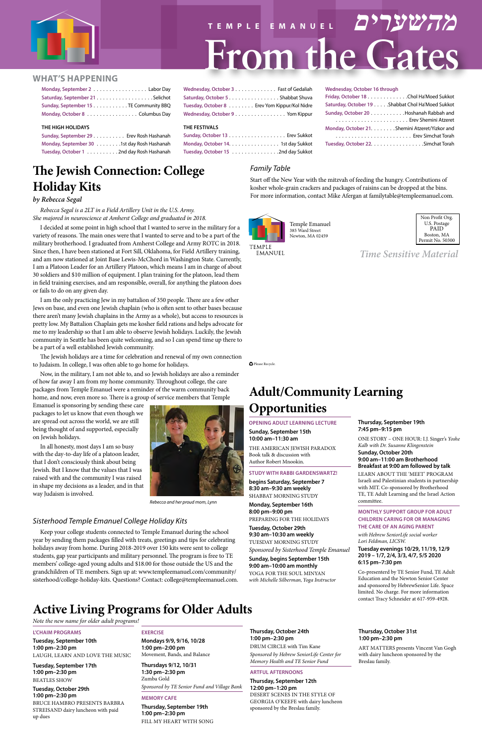# TEMPLE EMANUEL מהשערים From the Gates

## WHAT'S HAPPENING

Monday, September 2 . . . . . . . . . . . . . . . . . Labor Day
Saturday, September 21 . . . . . . . . . . . . . . . . . Selichot
Sunday, September 15 . . . . . . . . . . . TE Community BBQ
Monday, October 8 . . . . . . . . . . . . . . . . Columbus Day

THE HIGH HOLIDAYS

Sunday, September 29 . . . . . . . . . . Erev Rosh Hashanah
Monday, September 30 . . . . . . . . 1st day Rosh Hashanah
Tuesday, October 1 . . . . . . . . . . 2nd day Rosh Hashanah

Wednesday, October 3 . . . . . . . . . . . . . Fast of Gedaliah
Saturday, October 5 . . . . . . . . . . . . . . . . Shabbat Shuva
Tuesday, October 8 . . . . . . . . Erev Yom Kippur/Kol Nidre
Wednesday, October 9 . . . . . . . . . . . . . . . . Yom Kippur

THE FESTIVALS

Sunday, October 13 . . . . . . . . . . . . . . . . . . Erev Sukkot
Monday, October 14. . . . . . . . . . . . . . . . 1st day Sukkot
Tuesday, October 15 . . . . . . . . . . . . . . . 2nd day Sukkot

Wednesday, October 16 through
Friday, October 18 . . . . . . . . . . . . . Chol Ha'Moed Sukkot
Saturday, October 19 . . . . . Shabbat Chol Ha'Moed Sukkot
Sunday, October 20 . . . . . . . . . . . Hoshanah Rabbah and . . . . . . . . . . . . . . . . . . . . . . . . Erev Shemini Atzeret
Monday, October 21. . . . . . . . Shemini Atzeret/Yizkor and . . . . . . . . . . . . . . . . . . . . . . . . . Erev Simchat Torah
Tuesday, October 22. . . . . . . . . . . . . . . . . Simchat Torah

# The Jewish Connection: College Holiday Kits

*by Rebecca Segal*

*Rebecca Segal is a 2LT in a Field Artillery Unit in the U.S. Army. She majored in neuroscience at Amherst College and graduated in 2018.*

I decided at some point in high school that I wanted to serve in the military for a variety of reasons. The main ones were that I wanted to serve and to be a part of the military brotherhood. I graduated from Amherst College and Army ROTC in 2018. Since then, I have been stationed at Fort Sill, Oklahoma, for Field Artillery training, and am now stationed at Joint Base Lewis-McChord in Washington State. Currently, I am a Platoon Leader for an Artillery Platoon, which means I am in charge of about 30 soldiers and $10 million of equipment. I plan training for the platoon, lead them in field training exercises, and am responsible, overall, for anything the platoon does or fails to do on any given day.

I am the only practicing Jew in my battalion of 350 people. There are a few other Jews on base, and even one Jewish chaplain (who is often sent to other bases because there aren't many Jewish chaplains in the Army as a whole), but access to resources is pretty low. My Battalion Chaplain gets me kosher field rations and helps advocate for me to my leadership so that I am able to observe Jewish holidays. Luckily, the Jewish community in Seattle has been quite welcoming, and so I can spend time up there to be a part of a well established Jewish community.

The Jewish holidays are a time for celebration and renewal of my own connection to Judaism. In college, I was often able to go home for holidays.

Now, in the military, I am not able to, and so Jewish holidays are also a reminder of how far away I am from my home community. Throughout college, the care packages from Temple Emanuel were a reminder of the warm community back home, and now, even more so. There is a group of service members that Temple Emanuel is sponsoring by sending these care packages to let us know that even though we are spread out across the world, we are still being thought of and supported, especially on Jewish holidays.

In all honesty, most days I am so busy with the day-to-day life of a platoon leader, that I don't consciously think about being Jewish. But I know that the values that I was raised with and the community I was raised in shape my decisions as a leader, and in that way Judaism is involved.

*Rebecca and her proud mom, Lynn*

### *Sisterhood Temple Emanuel College Holiday Kits*

Keep your college students connected to Temple Emanuel during the school year by sending them packages filled with treats, greetings and tips for celebrating holidays away from home. During 2018-2019 over 150 kits were sent to college students, gap year participants and military personnel. The program is free to TE members' college-aged young adults and $18.00 for those outside the US and the grandchildren of TE members. Sign up at: www.templeemanuel.com/community/sisterhood/college-holiday-kits. Questions? Contact: college@templeemanuel.com.

### *Family Table*

Start off the New Year with the mitzvah of feeding the hungry. Contributions of kosher whole-grain crackers and packages of raisins can be dropped at the bins. For more information, contact Mike Afergan at familytable@templeemanuel.com.

Temple Emanuel
385 Ward Street
Newton, MA 02459

TEMPLE EMANUEL

Non Profit Org.
U.S. Postage
PAID
Boston, MA
Permit No. 50300

*Time Sensitive Material*

Please Recycle.

# Adult/Community Learning Opportunities

**OPENING ADULT LEARNING LECTURE**

**Sunday, September 15th**
**10:00 am–11:30 am**
THE AMERICAN JEWISH PARADOX
Book talk & discussion with Author Robert Mnookin.

**STUDY WITH RABBI GARDENSWARTZ!**

**begins Saturday, September 7**
**8:30 am–9:30 am weekly**
SHABBAT MORNING STUDY

**Monday, September 16th**
**8:00 pm–9:00 pm**
PREPARING FOR THE HOLIDAYS

**Tuesday, October 29th**
**9:30 am–10:30 am weekly**
TUESDAY MORNING STUDY
*Sponsored by Sisterhood Temple Emanuel*

**Sunday, begins September 15th**
**9:00 am–10:00 am monthly**
YOGA FOR THE SOUL MINYAN
*with Michelle Silberman, Yoga Instructor*

**Thursday, September 19th**
**7:45 pm–9:15 pm**
ONE STORY – ONE HOUR: I.J. Singer's *Yoshe Kalb with Dr. Susanne Klingenstein*

**Sunday, October 20th**
**9:00 am–11:00 am Brotherhood Breakfast at 9:00 am followed by talk**
LEARN ABOUT THE 'MEET' PROGRAM
Israeli and Palestinian students in partnership with MIT. Co-sponsored by Brotherhood TE, TE Adult Learning and the Israel Action committee.

**MONTHLY SUPPORT GROUP FOR ADULT CHILDREN CARING FOR OR MANAGING THE CARE OF AN AGING PARENT**

*with Hebrew SeniorLife social worker Lori Feldman, LICSW.*

**Tuesday evenings 10/29, 11/19, 12/9 2019 – 1/7, 2/4, 3/3, 4/7, 5/5 2020**
**6:15 pm–7:30 pm**

Co-presenterd by TE Senior Fund, TE Adult Education and the Newton Senior Center and sponsored by HebrewSenior Life. Space limited. No charge. For more information contact Tracy Schneider at 617-959-4928.

# Active Living Programs for Older Adults

*Note the new name for older adult programs!*

**L'CHAIM PROGRAMS**

**Tuesday, September 10th**
**1:00 pm–2:30 pm**
LAUGH, LEARN AND LOVE THE MUSIC

**Tuesday, September 17th**
**1:00 pm–2:30 pm**
BEATLES SHOW

**Tuesday, October 29th**
**1:00 pm–2:30 pm**
BRUCE HAMBRO PRESENTS BARBRA STREISAND dairy luncheon with paid up dues

**EXERCISE**

**Mondays 9/9, 9/16, 10/28**
**1:00 pm–2:00 pm**
Movement, Bands, and Balance

**Thursdays 9/12, 10/31**
**1:30 pm–2:30 pm**
Zumba Gold
*Sponsored by TE Senior Fund and Village Bank*

**MEMORY CAFE**

**Thursday, September 19th**
**1:00 pm–2:30 pm**
FILL MY HEART WITH SONG

**Thursday, October 24th**
**1:00 pm–2:30 pm**
DRUM CIRCLE with Tim Kane
*Sponsored by Hebrew SeniorLife Center for Memory Health and TE Senior Fund*

**ARTFUL AFTERNOONS**

**Thursday, September 12th**
**12:00 pm–1:20 pm**
DESERT SCENES IN THE STYLE OF GEORGIA O'KEEFE with dairy luncheon sponsored by the Breslau family.

**Thursday, October 31st**
**1:00 pm–2:30 pm**
ART MATTERS presents Vincent Van Gogh with dairy luncheon sponsored by the Breslau family.